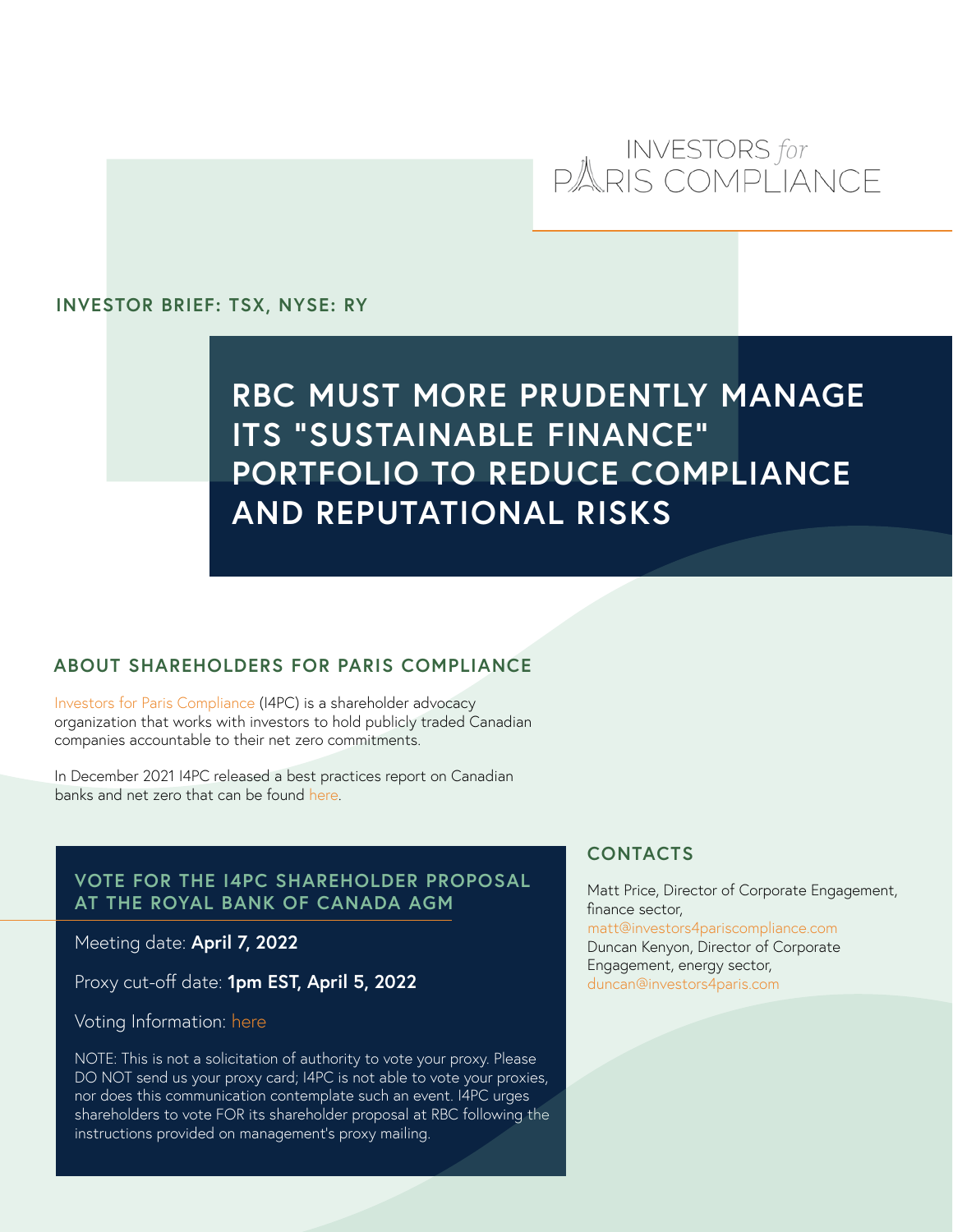INVESTORS *for* PARIS COMPLIANCE

**INVESTOR BRIEF: TSX, NYSE: RY**

# RBC MUST MORE PRUDENTLY MANAGE ITS "SUSTAINABLE FINANCE" PORTFOLIO TO REDUCE COMPLIANCE AND REPUTATIONAL RISKS

## ABOUT SHAREHOLDERS FOR PARIS COMPLIANCE

Investors for Paris Compliance (I4PC) is a shareholder advocacy organization that works with investors to hold publicly traded Canadian companies accountable to their net zero commitments.

In December 2021 I4PC released a best practices report on Canadian banks and net zero that can be found here.

## VOTE FOR THE I4PC SHAREHOLDER PROPOSAL AT THE ROYAL BANK OF CANADA AGM

Meeting date: **April 7, 2022**

Proxy cut-off date: **1pm EST, April 5, 2022**

Voting Information: here

NOTE: This is not a solicitation of authority to vote your proxy. Please DO NOT send us your proxy card; I4PC is not able to vote your proxies, nor does this communication contemplate such an event. I4PC urges shareholders to vote FOR its shareholder proposal at RBC following the instructions provided on management's proxy mailing.

## CONTACTS

Matt Price, Director of Corporate Engagement, finance sector,
matt@investors4pariscompliance.com
Duncan Kenyon, Director of Corporate Engagement, energy sector,
duncan@investors4paris.com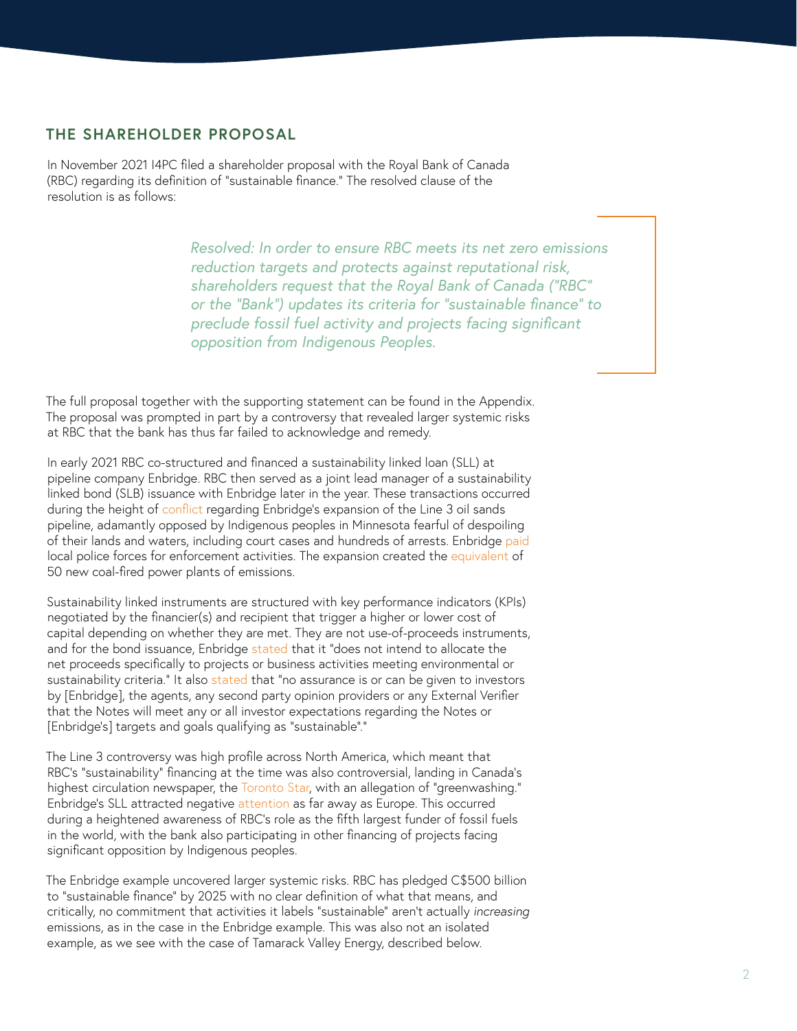## THE SHAREHOLDER PROPOSAL

In November 2021 I4PC filed a shareholder proposal with the Royal Bank of Canada (RBC) regarding its definition of "sustainable finance." The resolved clause of the resolution is as follows:

> *Resolved: In order to ensure RBC meets its net zero emissions reduction targets and protects against reputational risk, shareholders request that the Royal Bank of Canada ("RBC" or the "Bank") updates its criteria for "sustainable finance" to preclude fossil fuel activity and projects facing significant opposition from Indigenous Peoples.*

The full proposal together with the supporting statement can be found in the Appendix. The proposal was prompted in part by a controversy that revealed larger systemic risks at RBC that the bank has thus far failed to acknowledge and remedy.

In early 2021 RBC co-structured and financed a sustainability linked loan (SLL) at pipeline company Enbridge. RBC then served as a joint lead manager of a sustainability linked bond (SLB) issuance with Enbridge later in the year. These transactions occurred during the height of conflict regarding Enbridge's expansion of the Line 3 oil sands pipeline, adamantly opposed by Indigenous peoples in Minnesota fearful of despoiling of their lands and waters, including court cases and hundreds of arrests. Enbridge paid local police forces for enforcement activities. The expansion created the equivalent of 50 new coal-fired power plants of emissions.

Sustainability linked instruments are structured with key performance indicators (KPIs) negotiated by the financier(s) and recipient that trigger a higher or lower cost of capital depending on whether they are met. They are not use-of-proceeds instruments, and for the bond issuance, Enbridge stated that it "does not intend to allocate the net proceeds specifically to projects or business activities meeting environmental or sustainability criteria." It also stated that "no assurance is or can be given to investors by [Enbridge], the agents, any second party opinion providers or any External Verifier that the Notes will meet any or all investor expectations regarding the Notes or [Enbridge's] targets and goals qualifying as "sustainable"."

The Line 3 controversy was high profile across North America, which meant that RBC's "sustainability" financing at the time was also controversial, landing in Canada's highest circulation newspaper, the Toronto Star, with an allegation of "greenwashing." Enbridge's SLL attracted negative attention as far away as Europe. This occurred during a heightened awareness of RBC's role as the fifth largest funder of fossil fuels in the world, with the bank also participating in other financing of projects facing significant opposition by Indigenous peoples.

The Enbridge example uncovered larger systemic risks. RBC has pledged C$500 billion to "sustainable finance" by 2025 with no clear definition of what that means, and critically, no commitment that activities it labels "sustainable" aren't actually *increasing* emissions, as in the case in the Enbridge example. This was also not an isolated example, as we see with the case of Tamarack Valley Energy, described below.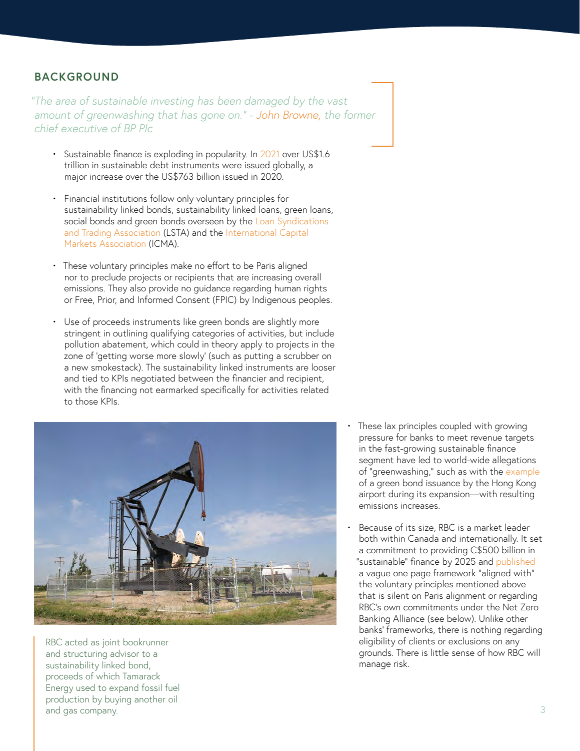## BACKGROUND

*"The area of sustainable investing has been damaged by the vast amount of greenwashing that has gone on." - John Browne, the former chief executive of BP Plc*

- Sustainable finance is exploding in popularity. In 2021 over US$1.6 trillion in sustainable debt instruments were issued globally, a major increase over the US$763 billion issued in 2020.

- Financial institutions follow only voluntary principles for sustainability linked bonds, sustainability linked loans, green loans, social bonds and green bonds overseen by the Loan Syndications and Trading Association (LSTA) and the International Capital Markets Association (ICMA).

- These voluntary principles make no effort to be Paris aligned nor to preclude projects or recipients that are increasing overall emissions. They also provide no guidance regarding human rights or Free, Prior, and Informed Consent (FPIC) by Indigenous peoples.

- Use of proceeds instruments like green bonds are slightly more stringent in outlining qualifying categories of activities, but include pollution abatement, which could in theory apply to projects in the zone of 'getting worse more slowly' (such as putting a scrubber on a new smokestack). The sustainability linked instruments are looser and tied to KPIs negotiated between the financier and recipient, with the financing not earmarked specifically for activities related to those KPIs.

- These lax principles coupled with growing pressure for banks to meet revenue targets in the fast-growing sustainable finance segment have led to world-wide allegations of "greenwashing," such as with the example of a green bond issuance by the Hong Kong airport during its expansion—with resulting emissions increases.

- Because of its size, RBC is a market leader both within Canada and internationally. It set a commitment to providing C$500 billion in "sustainable" finance by 2025 and published a vague one page framework "aligned with" the voluntary principles mentioned above that is silent on Paris alignment or regarding RBC's own commitments under the Net Zero Banking Alliance (see below). Unlike other banks' frameworks, there is nothing regarding eligibility of clients or exclusions on any grounds. There is little sense of how RBC will manage risk.

RBC acted as joint bookrunner and structuring advisor to a sustainability linked bond, proceeds of which Tamarack Energy used to expand fossil fuel production by buying another oil and gas company.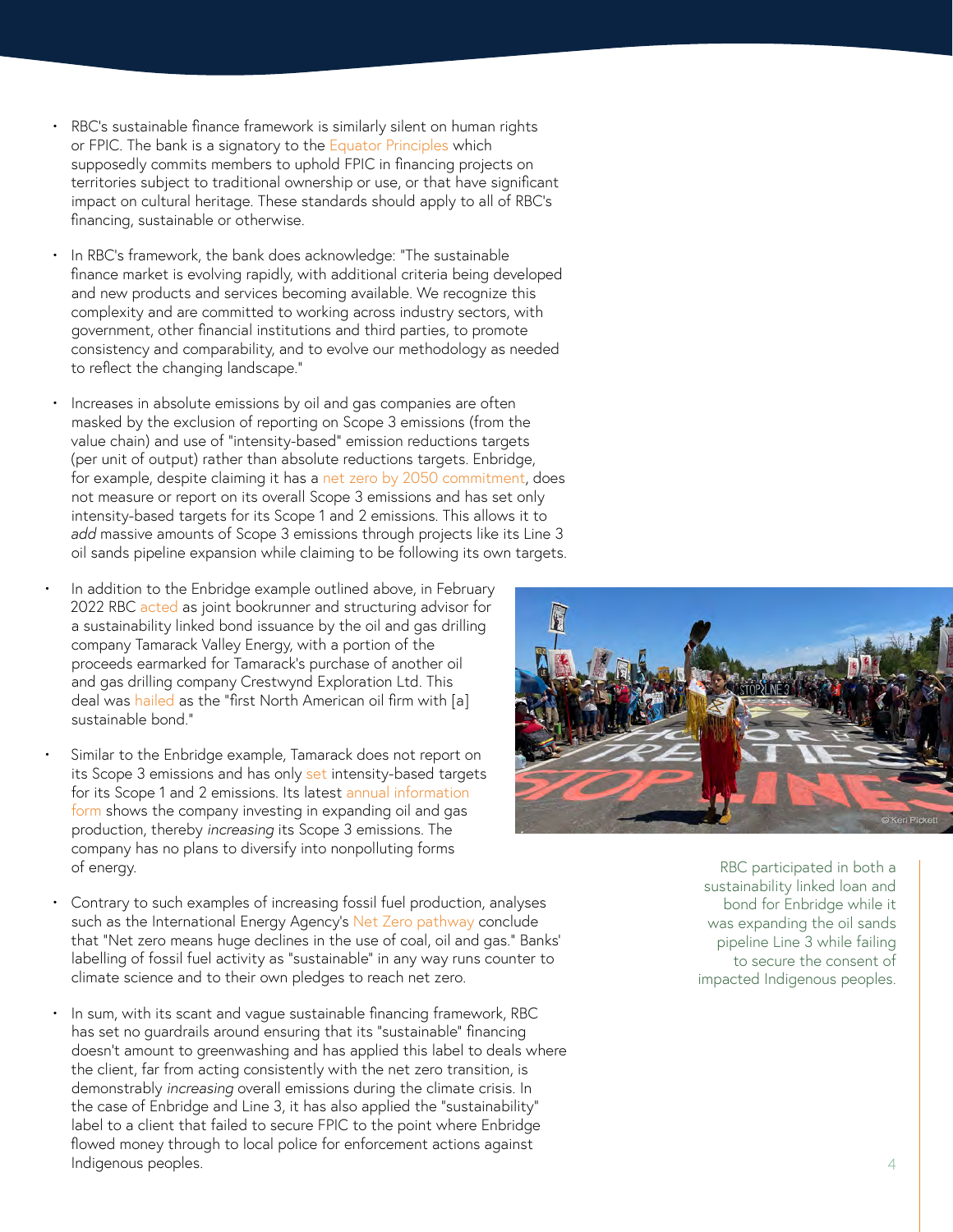- RBC's sustainable finance framework is similarly silent on human rights or FPIC. The bank is a signatory to the Equator Principles which supposedly commits members to uphold FPIC in financing projects on territories subject to traditional ownership or use, or that have significant impact on cultural heritage. These standards should apply to all of RBC's financing, sustainable or otherwise.

- In RBC's framework, the bank does acknowledge: "The sustainable finance market is evolving rapidly, with additional criteria being developed and new products and services becoming available. We recognize this complexity and are committed to working across industry sectors, with government, other financial institutions and third parties, to promote consistency and comparability, and to evolve our methodology as needed to reflect the changing landscape."

- Increases in absolute emissions by oil and gas companies are often masked by the exclusion of reporting on Scope 3 emissions (from the value chain) and use of "intensity-based" emission reductions targets (per unit of output) rather than absolute reductions targets. Enbridge, for example, despite claiming it has a net zero by 2050 commitment, does not measure or report on its overall Scope 3 emissions and has set only intensity-based targets for its Scope 1 and 2 emissions. This allows it to *add* massive amounts of Scope 3 emissions through projects like its Line 3 oil sands pipeline expansion while claiming to be following its own targets.

- In addition to the Enbridge example outlined above, in February 2022 RBC acted as joint bookrunner and structuring advisor for a sustainability linked bond issuance by the oil and gas drilling company Tamarack Valley Energy, with a portion of the proceeds earmarked for Tamarack's purchase of another oil and gas drilling company Crestwynd Exploration Ltd. This deal was hailed as the "first North American oil firm with [a] sustainable bond."

- Similar to the Enbridge example, Tamarack does not report on its Scope 3 emissions and has only set intensity-based targets for its Scope 1 and 2 emissions. Its latest annual information form shows the company investing in expanding oil and gas production, thereby *increasing* its Scope 3 emissions. The company has no plans to diversify into nonpolluting forms of energy.

RBC participated in both a sustainability linked loan and bond for Enbridge while it was expanding the oil sands pipeline Line 3 while failing to secure the consent of impacted Indigenous peoples.

- Contrary to such examples of increasing fossil fuel production, analyses such as the International Energy Agency's Net Zero pathway conclude that "Net zero means huge declines in the use of coal, oil and gas." Banks' labelling of fossil fuel activity as "sustainable" in any way runs counter to climate science and to their own pledges to reach net zero.

- In sum, with its scant and vague sustainable financing framework, RBC has set no guardrails around ensuring that its "sustainable" financing doesn't amount to greenwashing and has applied this label to deals where the client, far from acting consistently with the net zero transition, is demonstrably *increasing* overall emissions during the climate crisis. In the case of Enbridge and Line 3, it has also applied the "sustainability" label to a client that failed to secure FPIC to the point where Enbridge flowed money through to local police for enforcement actions against Indigenous peoples.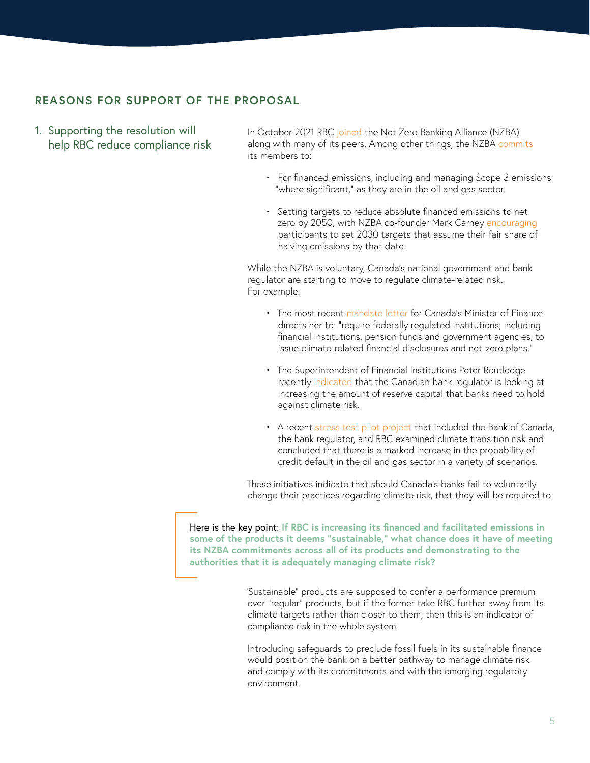## REASONS FOR SUPPORT OF THE PROPOSAL

### 1. Supporting the resolution will help RBC reduce compliance risk

In October 2021 RBC joined the Net Zero Banking Alliance (NZBA) along with many of its peers. Among other things, the NZBA commits its members to:

- For financed emissions, including and managing Scope 3 emissions "where significant," as they are in the oil and gas sector.
- Setting targets to reduce absolute financed emissions to net zero by 2050, with NZBA co-founder Mark Carney encouraging participants to set 2030 targets that assume their fair share of halving emissions by that date.

While the NZBA is voluntary, Canada's national government and bank regulator are starting to move to regulate climate-related risk. For example:

- The most recent mandate letter for Canada's Minister of Finance directs her to: "require federally regulated institutions, including financial institutions, pension funds and government agencies, to issue climate-related financial disclosures and net-zero plans."
- The Superintendent of Financial Institutions Peter Routledge recently indicated that the Canadian bank regulator is looking at increasing the amount of reserve capital that banks need to hold against climate risk.
- A recent stress test pilot project that included the Bank of Canada, the bank regulator, and RBC examined climate transition risk and concluded that there is a marked increase in the probability of credit default in the oil and gas sector in a variety of scenarios.

These initiatives indicate that should Canada's banks fail to voluntarily change their practices regarding climate risk, that they will be required to.

> Here is the key point: **If RBC is increasing its financed and facilitated emissions in some of the products it deems "sustainable," what chance does it have of meeting its NZBA commitments across all of its products and demonstrating to the authorities that it is adequately managing climate risk?**

"Sustainable" products are supposed to confer a performance premium over "regular" products, but if the former take RBC further away from its climate targets rather than closer to them, then this is an indicator of compliance risk in the whole system.

Introducing safeguards to preclude fossil fuels in its sustainable finance would position the bank on a better pathway to manage climate risk and comply with its commitments and with the emerging regulatory environment.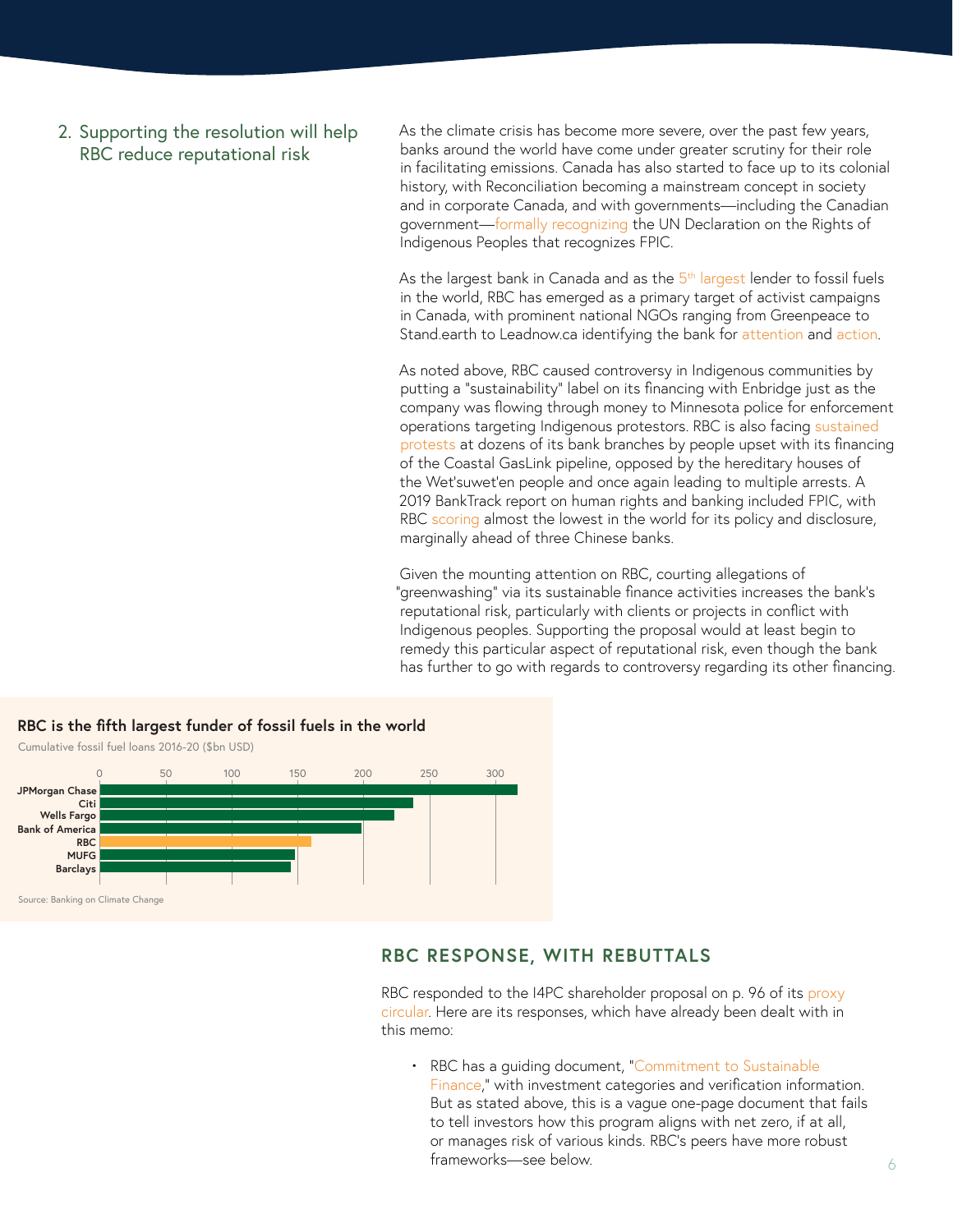## 2. Supporting the resolution will help RBC reduce reputational risk

As the climate crisis has become more severe, over the past few years, banks around the world have come under greater scrutiny for their role in facilitating emissions. Canada has also started to face up to its colonial history, with Reconciliation becoming a mainstream concept in society and in corporate Canada, and with governments—including the Canadian government—formally recognizing the UN Declaration on the Rights of Indigenous Peoples that recognizes FPIC.

As the largest bank in Canada and as the 5th largest lender to fossil fuels in the world, RBC has emerged as a primary target of activist campaigns in Canada, with prominent national NGOs ranging from Greenpeace to Stand.earth to Leadnow.ca identifying the bank for attention and action.

As noted above, RBC caused controversy in Indigenous communities by putting a "sustainability" label on its financing with Enbridge just as the company was flowing through money to Minnesota police for enforcement operations targeting Indigenous protestors. RBC is also facing sustained protests at dozens of its bank branches by people upset with its financing of the Coastal GasLink pipeline, opposed by the hereditary houses of the Wet'suwet'en people and once again leading to multiple arrests. A 2019 BankTrack report on human rights and banking included FPIC, with RBC scoring almost the lowest in the world for its policy and disclosure, marginally ahead of three Chinese banks.

Given the mounting attention on RBC, courting allegations of "greenwashing" via its sustainable finance activities increases the bank's reputational risk, particularly with clients or projects in conflict with Indigenous peoples. Supporting the proposal would at least begin to remedy this particular aspect of reputational risk, even though the bank has further to go with regards to controversy regarding its other financing.

**RBC is the fifth largest funder of fossil fuels in the world**

Cumulative fossil fuel loans 2016-20 ($bn USD)

| Bank | Approx. value ($bn USD) |
|---|---|
| JPMorgan Chase | ~317 |
| Citi | ~238 |
| Wells Fargo | ~223 |
| Bank of America | ~199 |
| RBC | ~160 |
| MUFG | ~148 |
| Barclays | ~145 |

Source: Banking on Climate Change

## RBC RESPONSE, WITH REBUTTALS

RBC responded to the I4PC shareholder proposal on p. 96 of its proxy circular. Here are its responses, which have already been dealt with in this memo:

- RBC has a guiding document, "Commitment to Sustainable Finance," with investment categories and verification information. But as stated above, this is a vague one-page document that fails to tell investors how this program aligns with net zero, if at all, or manages risk of various kinds. RBC's peers have more robust frameworks—see below.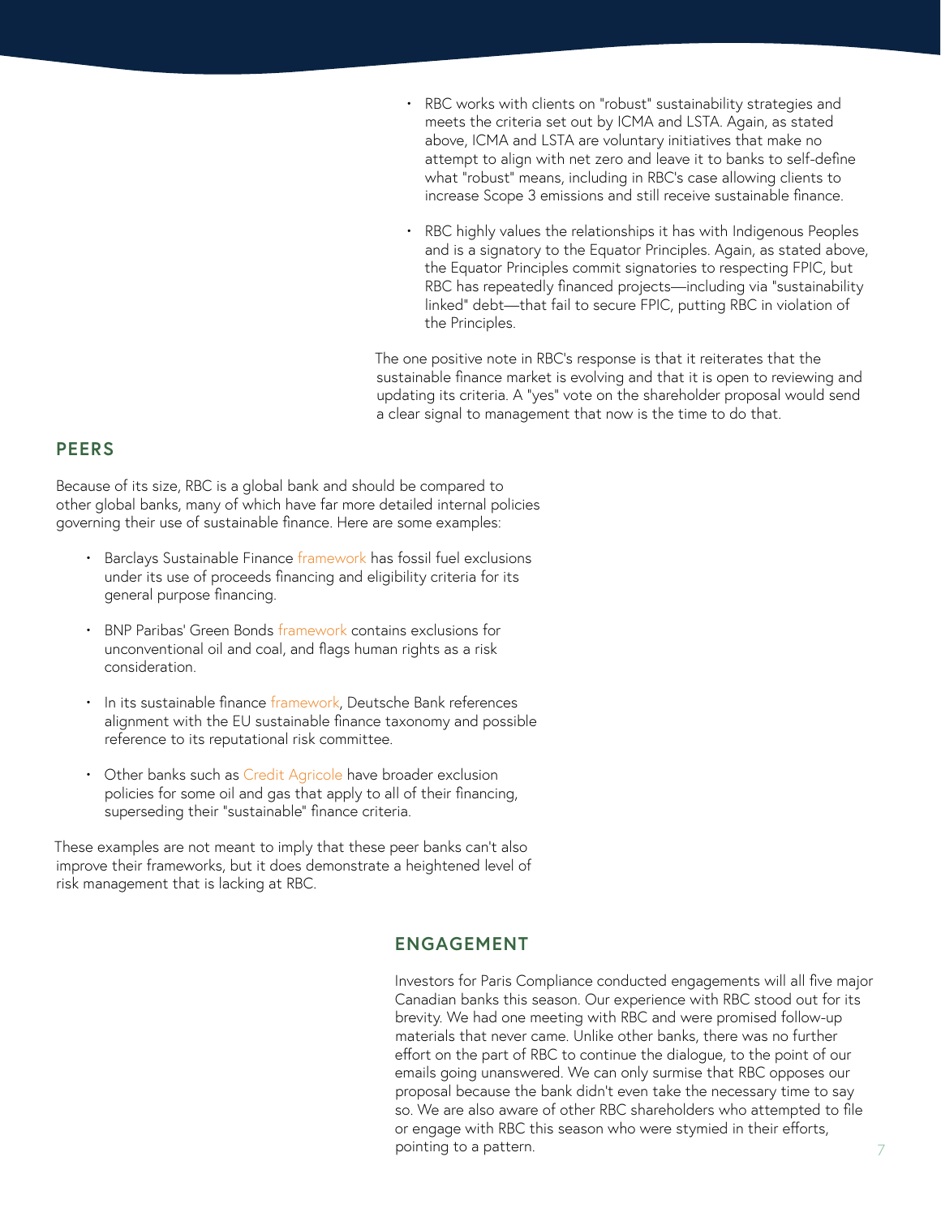- RBC works with clients on "robust" sustainability strategies and meets the criteria set out by ICMA and LSTA. Again, as stated above, ICMA and LSTA are voluntary initiatives that make no attempt to align with net zero and leave it to banks to self-define what "robust" means, including in RBC's case allowing clients to increase Scope 3 emissions and still receive sustainable finance.
- RBC highly values the relationships it has with Indigenous Peoples and is a signatory to the Equator Principles. Again, as stated above, the Equator Principles commit signatories to respecting FPIC, but RBC has repeatedly financed projects—including via "sustainability linked" debt—that fail to secure FPIC, putting RBC in violation of the Principles.

The one positive note in RBC's response is that it reiterates that the sustainable finance market is evolving and that it is open to reviewing and updating its criteria. A "yes" vote on the shareholder proposal would send a clear signal to management that now is the time to do that.

## PEERS

Because of its size, RBC is a global bank and should be compared to other global banks, many of which have far more detailed internal policies governing their use of sustainable finance. Here are some examples:

- Barclays Sustainable Finance framework has fossil fuel exclusions under its use of proceeds financing and eligibility criteria for its general purpose financing.
- BNP Paribas' Green Bonds framework contains exclusions for unconventional oil and coal, and flags human rights as a risk consideration.
- In its sustainable finance framework, Deutsche Bank references alignment with the EU sustainable finance taxonomy and possible reference to its reputational risk committee.
- Other banks such as Credit Agricole have broader exclusion policies for some oil and gas that apply to all of their financing, superseding their "sustainable" finance criteria.

These examples are not meant to imply that these peer banks can't also improve their frameworks, but it does demonstrate a heightened level of risk management that is lacking at RBC.

## ENGAGEMENT

Investors for Paris Compliance conducted engagements will all five major Canadian banks this season. Our experience with RBC stood out for its brevity. We had one meeting with RBC and were promised follow-up materials that never came. Unlike other banks, there was no further effort on the part of RBC to continue the dialogue, to the point of our emails going unanswered. We can only surmise that RBC opposes our proposal because the bank didn't even take the necessary time to say so. We are also aware of other RBC shareholders who attempted to file or engage with RBC this season who were stymied in their efforts, pointing to a pattern.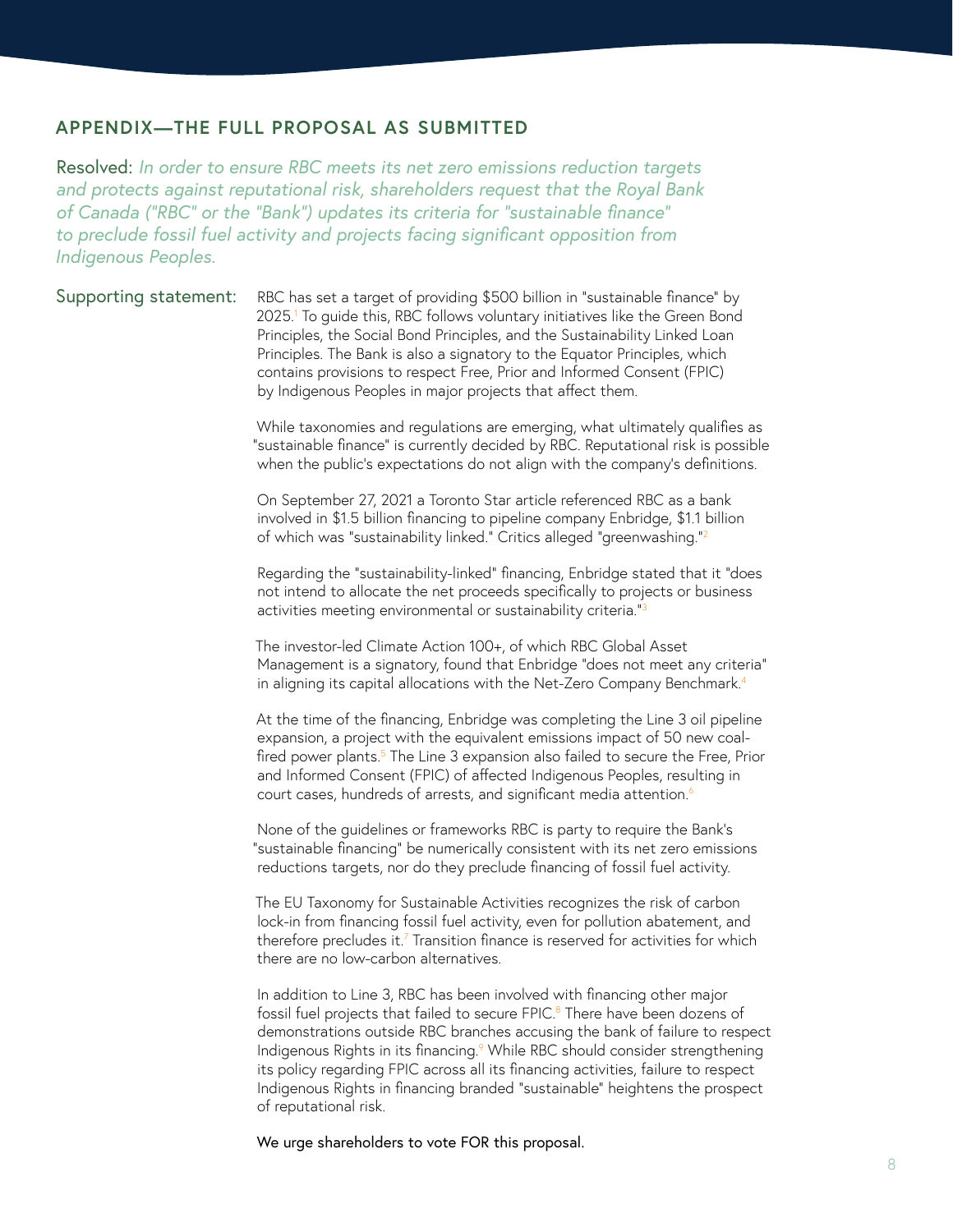## APPENDIX—THE FULL PROPOSAL AS SUBMITTED

Resolved: *In order to ensure RBC meets its net zero emissions reduction targets and protects against reputational risk, shareholders request that the Royal Bank of Canada ("RBC" or the "Bank") updates its criteria for "sustainable finance" to preclude fossil fuel activity and projects facing significant opposition from Indigenous Peoples.*

Supporting statement: RBC has set a target of providing $500 billion in "sustainable finance" by 2025.[1] To guide this, RBC follows voluntary initiatives like the Green Bond Principles, the Social Bond Principles, and the Sustainability Linked Loan Principles. The Bank is also a signatory to the Equator Principles, which contains provisions to respect Free, Prior and Informed Consent (FPIC) by Indigenous Peoples in major projects that affect them.

While taxonomies and regulations are emerging, what ultimately qualifies as "sustainable finance" is currently decided by RBC. Reputational risk is possible when the public's expectations do not align with the company's definitions.

On September 27, 2021 a Toronto Star article referenced RBC as a bank involved in $1.5 billion financing to pipeline company Enbridge, $1.1 billion of which was "sustainability linked." Critics alleged "greenwashing."[2]

Regarding the "sustainability-linked" financing, Enbridge stated that it "does not intend to allocate the net proceeds specifically to projects or business activities meeting environmental or sustainability criteria."[3]

The investor-led Climate Action 100+, of which RBC Global Asset Management is a signatory, found that Enbridge "does not meet any criteria" in aligning its capital allocations with the Net-Zero Company Benchmark.[4]

At the time of the financing, Enbridge was completing the Line 3 oil pipeline expansion, a project with the equivalent emissions impact of 50 new coal-fired power plants.[5] The Line 3 expansion also failed to secure the Free, Prior and Informed Consent (FPIC) of affected Indigenous Peoples, resulting in court cases, hundreds of arrests, and significant media attention.[6]

None of the guidelines or frameworks RBC is party to require the Bank's "sustainable financing" be numerically consistent with its net zero emissions reductions targets, nor do they preclude financing of fossil fuel activity.

The EU Taxonomy for Sustainable Activities recognizes the risk of carbon lock-in from financing fossil fuel activity, even for pollution abatement, and therefore precludes it.[7] Transition finance is reserved for activities for which there are no low-carbon alternatives.

In addition to Line 3, RBC has been involved with financing other major fossil fuel projects that failed to secure FPIC.[8] There have been dozens of demonstrations outside RBC branches accusing the bank of failure to respect Indigenous Rights in its financing.[9] While RBC should consider strengthening its policy regarding FPIC across all its financing activities, failure to respect Indigenous Rights in financing branded "sustainable" heightens the prospect of reputational risk.

We urge shareholders to vote FOR this proposal.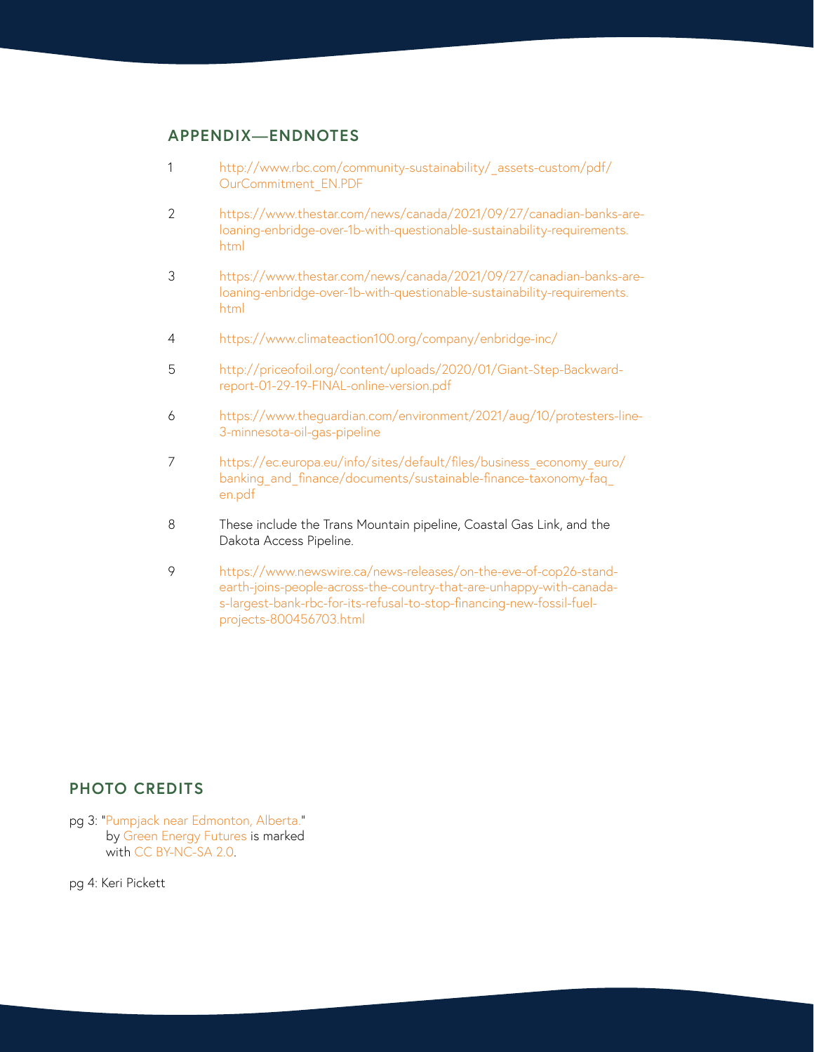## APPENDIX—ENDNOTES

1. http://www.rbc.com/community-sustainability/_assets-custom/pdf/OurCommitment_EN.PDF

2. https://www.thestar.com/news/canada/2021/09/27/canadian-banks-are-loaning-enbridge-over-1b-with-questionable-sustainability-requirements.html

3. https://www.thestar.com/news/canada/2021/09/27/canadian-banks-are-loaning-enbridge-over-1b-with-questionable-sustainability-requirements.html

4. https://www.climateaction100.org/company/enbridge-inc/

5. http://priceofoil.org/content/uploads/2020/01/Giant-Step-Backward-report-01-29-19-FINAL-online-version.pdf

6. https://www.theguardian.com/environment/2021/aug/10/protesters-line-3-minnesota-oil-gas-pipeline

7. https://ec.europa.eu/info/sites/default/files/business_economy_euro/banking_and_finance/documents/sustainable-finance-taxonomy-faq_en.pdf

8. These include the Trans Mountain pipeline, Coastal Gas Link, and the Dakota Access Pipeline.

9. https://www.newswire.ca/news-releases/on-the-eve-of-cop26-stand-earth-joins-people-across-the-country-that-are-unhappy-with-canada-s-largest-bank-rbc-for-its-refusal-to-stop-financing-new-fossil-fuel-projects-800456703.html

## PHOTO CREDITS

pg 3: "Pumpjack near Edmonton, Alberta." by Green Energy Futures is marked with CC BY-NC-SA 2.0.

pg 4: Keri Pickett